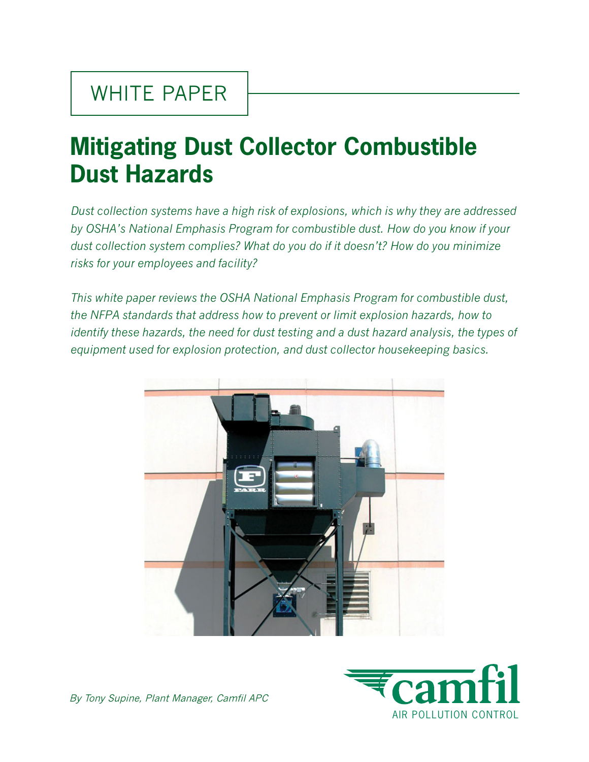WHITE PAPER

# Mitigating Dust Collector Combustible Dust Hazards

*Dust collection systems have a high risk of explosions, which is why they are addressed by OSHA's National Emphasis Program for combustible dust. How do you know if your dust collection system complies? What do you do if it doesn't? How do you minimize risks for your employees and facility?*

*This white paper reviews the OSHA National Emphasis Program for combustible dust, the NFPA standards that address how to prevent or limit explosion hazards, how to identify these hazards, the need for dust testing and a dust hazard analysis, the types of equipment used for explosion protection, and dust collector housekeeping basics.*

*By Tony Supine, Plant Manager, Camfil APC*

camfil
AIR POLLUTION CONTROL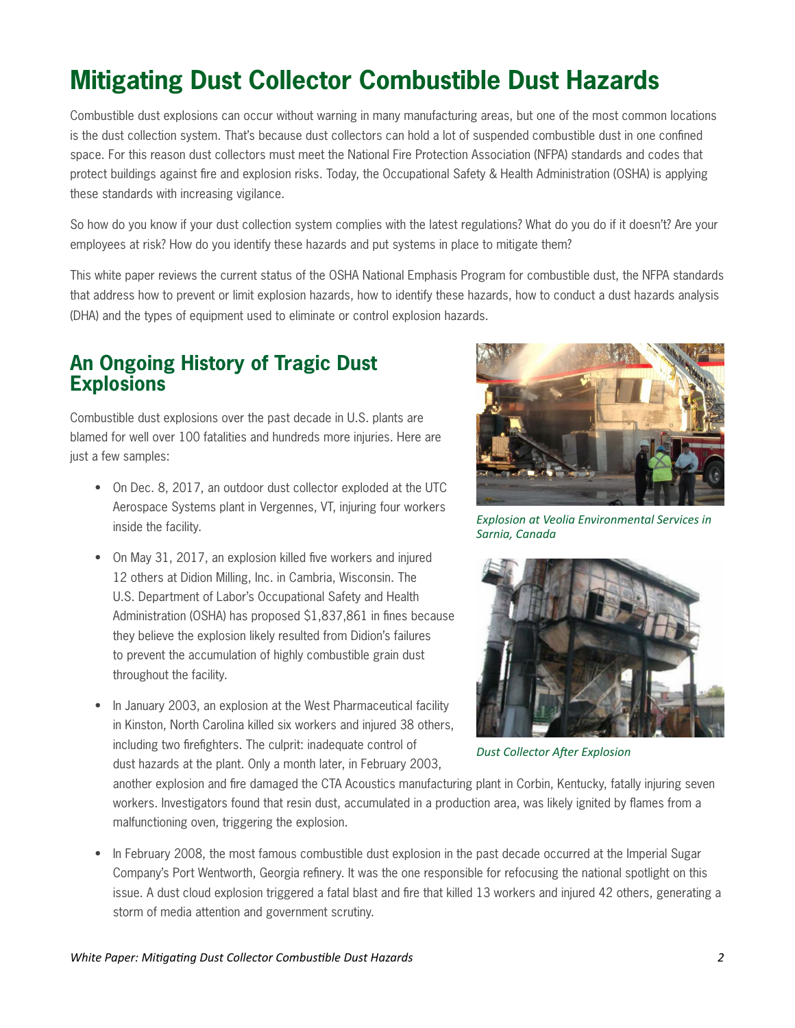# Mitigating Dust Collector Combustible Dust Hazards

Combustible dust explosions can occur without warning in many manufacturing areas, but one of the most common locations is the dust collection system. That's because dust collectors can hold a lot of suspended combustible dust in one confined space. For this reason dust collectors must meet the National Fire Protection Association (NFPA) standards and codes that protect buildings against fire and explosion risks. Today, the Occupational Safety & Health Administration (OSHA) is applying these standards with increasing vigilance.

So how do you know if your dust collection system complies with the latest regulations? What do you do if it doesn't? Are your employees at risk? How do you identify these hazards and put systems in place to mitigate them?

This white paper reviews the current status of the OSHA National Emphasis Program for combustible dust, the NFPA standards that address how to prevent or limit explosion hazards, how to identify these hazards, how to conduct a dust hazards analysis (DHA) and the types of equipment used to eliminate or control explosion hazards.

## An Ongoing History of Tragic Dust Explosions

Combustible dust explosions over the past decade in U.S. plants are blamed for well over 100 fatalities and hundreds more injuries. Here are just a few samples:

- On Dec. 8, 2017, an outdoor dust collector exploded at the UTC Aerospace Systems plant in Vergennes, VT, injuring four workers inside the facility.
- On May 31, 2017, an explosion killed five workers and injured 12 others at Didion Milling, Inc. in Cambria, Wisconsin. The U.S. Department of Labor's Occupational Safety and Health Administration (OSHA) has proposed $1,837,861 in fines because they believe the explosion likely resulted from Didion's failures to prevent the accumulation of highly combustible grain dust throughout the facility.
- In January 2003, an explosion at the West Pharmaceutical facility in Kinston, North Carolina killed six workers and injured 38 others, including two firefighters. The culprit: inadequate control of dust hazards at the plant. Only a month later, in February 2003, another explosion and fire damaged the CTA Acoustics manufacturing plant in Corbin, Kentucky, fatally injuring seven workers. Investigators found that resin dust, accumulated in a production area, was likely ignited by flames from a malfunctioning oven, triggering the explosion.
- In February 2008, the most famous combustible dust explosion in the past decade occurred at the Imperial Sugar Company's Port Wentworth, Georgia refinery. It was the one responsible for refocusing the national spotlight on this issue. A dust cloud explosion triggered a fatal blast and fire that killed 13 workers and injured 42 others, generating a storm of media attention and government scrutiny.

*Explosion at Veolia Environmental Services in Sarnia, Canada*

*Dust Collector After Explosion*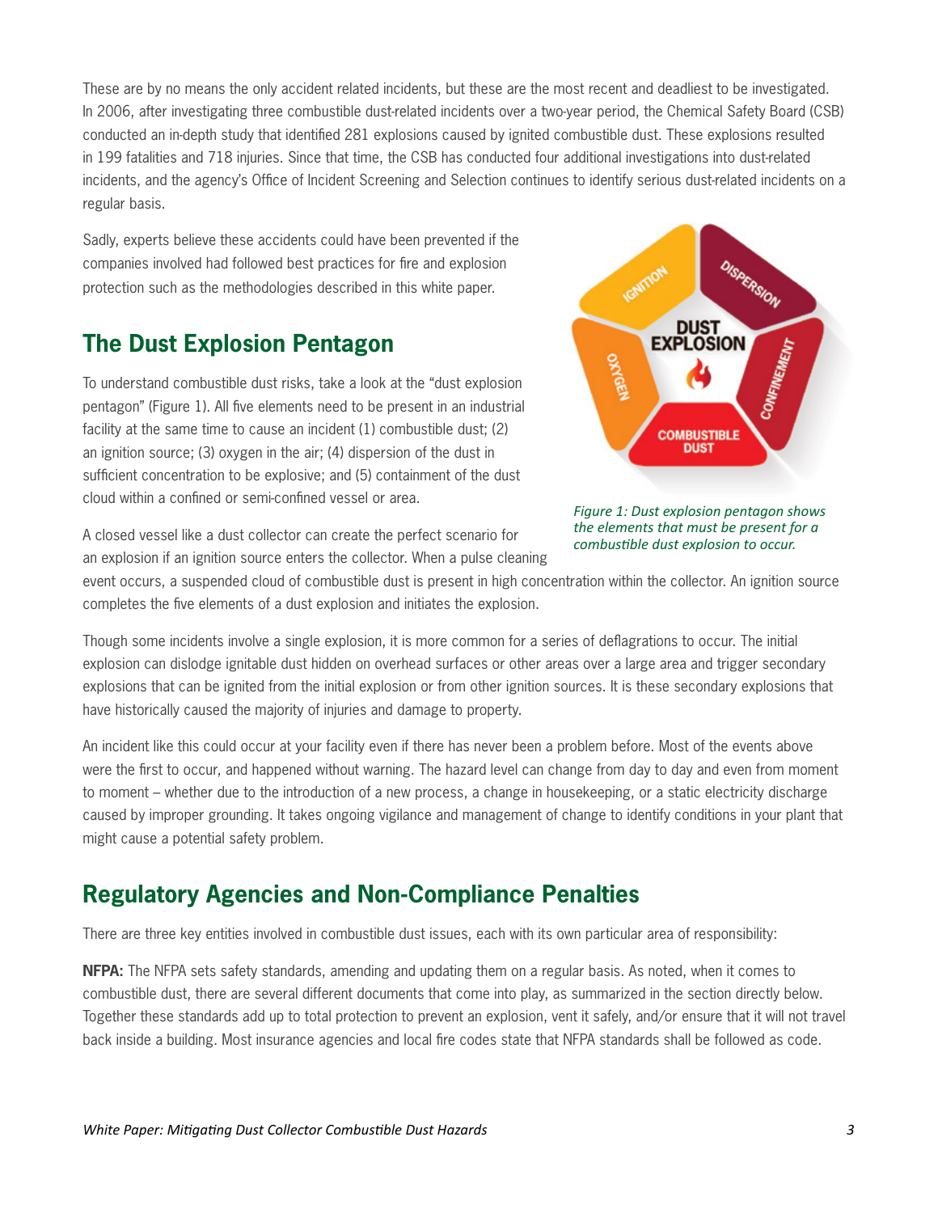These are by no means the only accident related incidents, but these are the most recent and deadliest to be investigated. In 2006, after investigating three combustible dust-related incidents over a two-year period, the Chemical Safety Board (CSB) conducted an in-depth study that identified 281 explosions caused by ignited combustible dust. These explosions resulted in 199 fatalities and 718 injuries. Since that time, the CSB has conducted four additional investigations into dust-related incidents, and the agency's Office of Incident Screening and Selection continues to identify serious dust-related incidents on a regular basis.

Sadly, experts believe these accidents could have been prevented if the companies involved had followed best practices for fire and explosion protection such as the methodologies described in this white paper.

## The Dust Explosion Pentagon

To understand combustible dust risks, take a look at the "dust explosion pentagon" (Figure 1). All five elements need to be present in an industrial facility at the same time to cause an incident (1) combustible dust; (2) an ignition source; (3) oxygen in the air; (4) dispersion of the dust in sufficient concentration to be explosive; and (5) containment of the dust cloud within a confined or semi-confined vessel or area.

*Figure 1: Dust explosion pentagon shows the elements that must be present for a combustible dust explosion to occur.*

A closed vessel like a dust collector can create the perfect scenario for an explosion if an ignition source enters the collector. When a pulse cleaning event occurs, a suspended cloud of combustible dust is present in high concentration within the collector. An ignition source completes the five elements of a dust explosion and initiates the explosion.

Though some incidents involve a single explosion, it is more common for a series of deflagrations to occur. The initial explosion can dislodge ignitable dust hidden on overhead surfaces or other areas over a large area and trigger secondary explosions that can be ignited from the initial explosion or from other ignition sources. It is these secondary explosions that have historically caused the majority of injuries and damage to property.

An incident like this could occur at your facility even if there has never been a problem before. Most of the events above were the first to occur, and happened without warning. The hazard level can change from day to day and even from moment to moment – whether due to the introduction of a new process, a change in housekeeping, or a static electricity discharge caused by improper grounding. It takes ongoing vigilance and management of change to identify conditions in your plant that might cause a potential safety problem.

## Regulatory Agencies and Non-Compliance Penalties

There are three key entities involved in combustible dust issues, each with its own particular area of responsibility:

**NFPA:** The NFPA sets safety standards, amending and updating them on a regular basis. As noted, when it comes to combustible dust, there are several different documents that come into play, as summarized in the section directly below. Together these standards add up to total protection to prevent an explosion, vent it safely, and/or ensure that it will not travel back inside a building. Most insurance agencies and local fire codes state that NFPA standards shall be followed as code.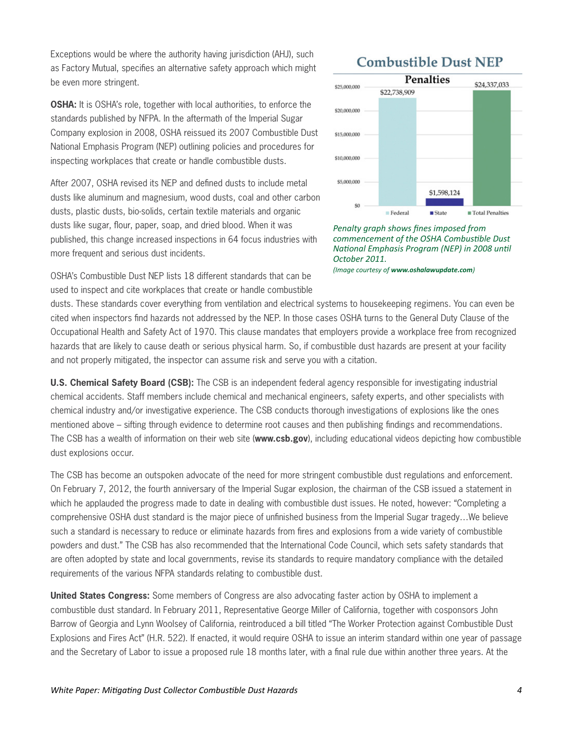Exceptions would be where the authority having jurisdiction (AHJ), such as Factory Mutual, specifies an alternative safety approach which might be even more stringent.

**OSHA:** It is OSHA's role, together with local authorities, to enforce the standards published by NFPA. In the aftermath of the Imperial Sugar Company explosion in 2008, OSHA reissued its 2007 Combustible Dust National Emphasis Program (NEP) outlining policies and procedures for inspecting workplaces that create or handle combustible dusts.

After 2007, OSHA revised its NEP and defined dusts to include metal dusts like aluminum and magnesium, wood dusts, coal and other carbon dusts, plastic dusts, bio-solids, certain textile materials and organic dusts like sugar, flour, paper, soap, and dried blood. When it was published, this change increased inspections in 64 focus industries with more frequent and serious dust incidents.

**Combustible Dust NEP**

**Penalties**

| Federal | State | Total Penalties |
|---|---|---|
| $22,738,909 | $1,598,124 | $24,337,033 |

*Penalty graph shows fines imposed from commencement of the OSHA Combustible Dust National Emphasis Program (NEP) in 2008 until October 2011.*

*(Image courtesy of **www.oshalawupdate.com**)*

OSHA's Combustible Dust NEP lists 18 different standards that can be used to inspect and cite workplaces that create or handle combustible dusts. These standards cover everything from ventilation and electrical systems to housekeeping regimens. You can even be cited when inspectors find hazards not addressed by the NEP. In those cases OSHA turns to the General Duty Clause of the Occupational Health and Safety Act of 1970. This clause mandates that employers provide a workplace free from recognized hazards that are likely to cause death or serious physical harm. So, if combustible dust hazards are present at your facility and not properly mitigated, the inspector can assume risk and serve you with a citation.

**U.S. Chemical Safety Board (CSB):** The CSB is an independent federal agency responsible for investigating industrial chemical accidents. Staff members include chemical and mechanical engineers, safety experts, and other specialists with chemical industry and/or investigative experience. The CSB conducts thorough investigations of explosions like the ones mentioned above – sifting through evidence to determine root causes and then publishing findings and recommendations. The CSB has a wealth of information on their web site (**www.csb.gov**), including educational videos depicting how combustible dust explosions occur.

The CSB has become an outspoken advocate of the need for more stringent combustible dust regulations and enforcement. On February 7, 2012, the fourth anniversary of the Imperial Sugar explosion, the chairman of the CSB issued a statement in which he applauded the progress made to date in dealing with combustible dust issues. He noted, however: "Completing a comprehensive OSHA dust standard is the major piece of unfinished business from the Imperial Sugar tragedy…We believe such a standard is necessary to reduce or eliminate hazards from fires and explosions from a wide variety of combustible powders and dust." The CSB has also recommended that the International Code Council, which sets safety standards that are often adopted by state and local governments, revise its standards to require mandatory compliance with the detailed requirements of the various NFPA standards relating to combustible dust.

**United States Congress:** Some members of Congress are also advocating faster action by OSHA to implement a combustible dust standard. In February 2011, Representative George Miller of California, together with cosponsors John Barrow of Georgia and Lynn Woolsey of California, reintroduced a bill titled "The Worker Protection against Combustible Dust Explosions and Fires Act" (H.R. 522). If enacted, it would require OSHA to issue an interim standard within one year of passage and the Secretary of Labor to issue a proposed rule 18 months later, with a final rule due within another three years. At the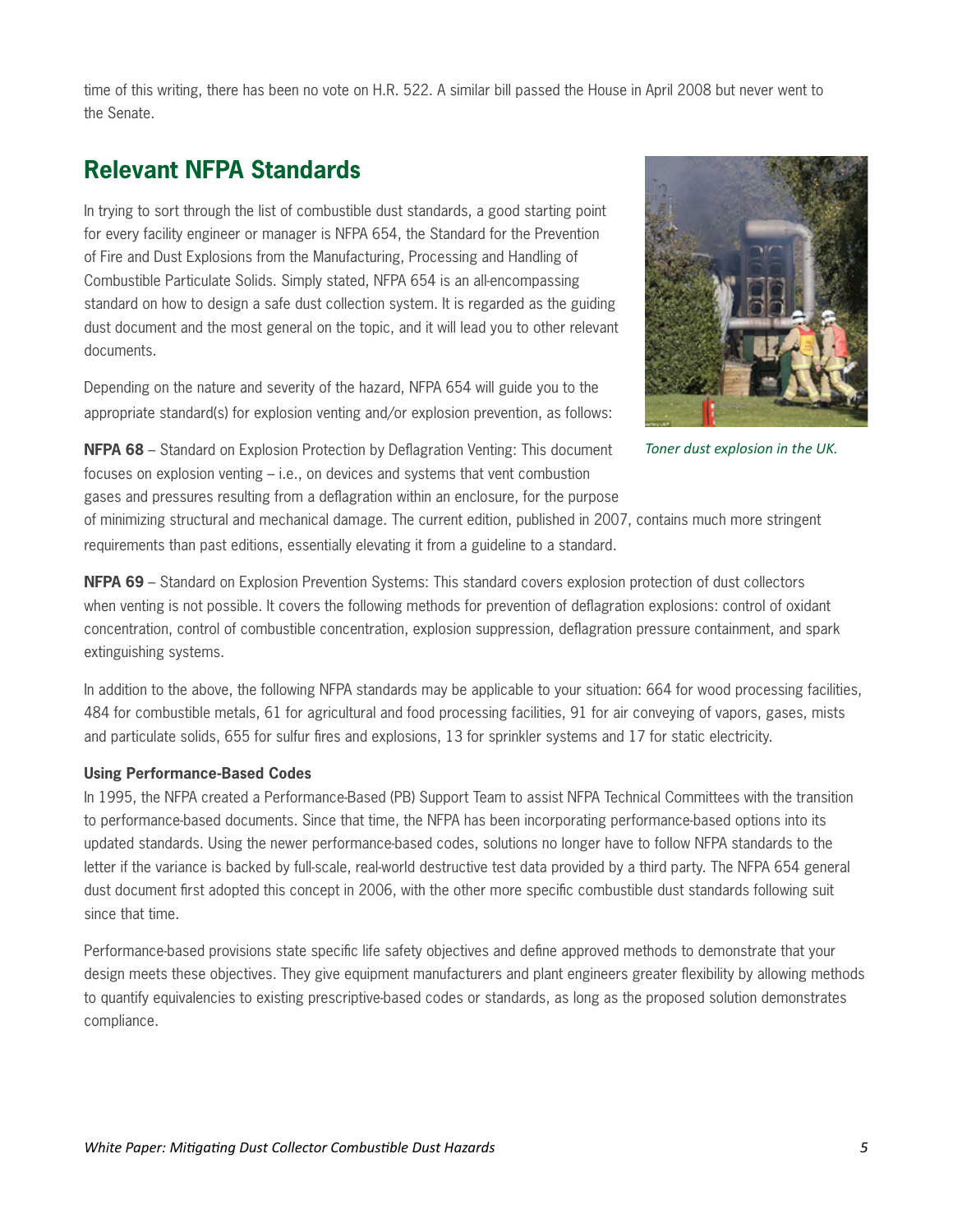time of this writing, there has been no vote on H.R. 522. A similar bill passed the House in April 2008 but never went to the Senate.

## Relevant NFPA Standards

In trying to sort through the list of combustible dust standards, a good starting point for every facility engineer or manager is NFPA 654, the Standard for the Prevention of Fire and Dust Explosions from the Manufacturing, Processing and Handling of Combustible Particulate Solids. Simply stated, NFPA 654 is an all-encompassing standard on how to design a safe dust collection system. It is regarded as the guiding dust document and the most general on the topic, and it will lead you to other relevant documents.

Depending on the nature and severity of the hazard, NFPA 654 will guide you to the appropriate standard(s) for explosion venting and/or explosion prevention, as follows:

*Toner dust explosion in the UK.*

**NFPA 68** – Standard on Explosion Protection by Deflagration Venting: This document focuses on explosion venting – i.e., on devices and systems that vent combustion gases and pressures resulting from a deflagration within an enclosure, for the purpose of minimizing structural and mechanical damage. The current edition, published in 2007, contains much more stringent requirements than past editions, essentially elevating it from a guideline to a standard.

**NFPA 69** – Standard on Explosion Prevention Systems: This standard covers explosion protection of dust collectors when venting is not possible. It covers the following methods for prevention of deflagration explosions: control of oxidant concentration, control of combustible concentration, explosion suppression, deflagration pressure containment, and spark extinguishing systems.

In addition to the above, the following NFPA standards may be applicable to your situation: 664 for wood processing facilities, 484 for combustible metals, 61 for agricultural and food processing facilities, 91 for air conveying of vapors, gases, mists and particulate solids, 655 for sulfur fires and explosions, 13 for sprinkler systems and 17 for static electricity.

#### Using Performance-Based Codes

In 1995, the NFPA created a Performance-Based (PB) Support Team to assist NFPA Technical Committees with the transition to performance-based documents. Since that time, the NFPA has been incorporating performance-based options into its updated standards. Using the newer performance-based codes, solutions no longer have to follow NFPA standards to the letter if the variance is backed by full-scale, real-world destructive test data provided by a third party. The NFPA 654 general dust document first adopted this concept in 2006, with the other more specific combustible dust standards following suit since that time.

Performance-based provisions state specific life safety objectives and define approved methods to demonstrate that your design meets these objectives. They give equipment manufacturers and plant engineers greater flexibility by allowing methods to quantify equivalencies to existing prescriptive-based codes or standards, as long as the proposed solution demonstrates compliance.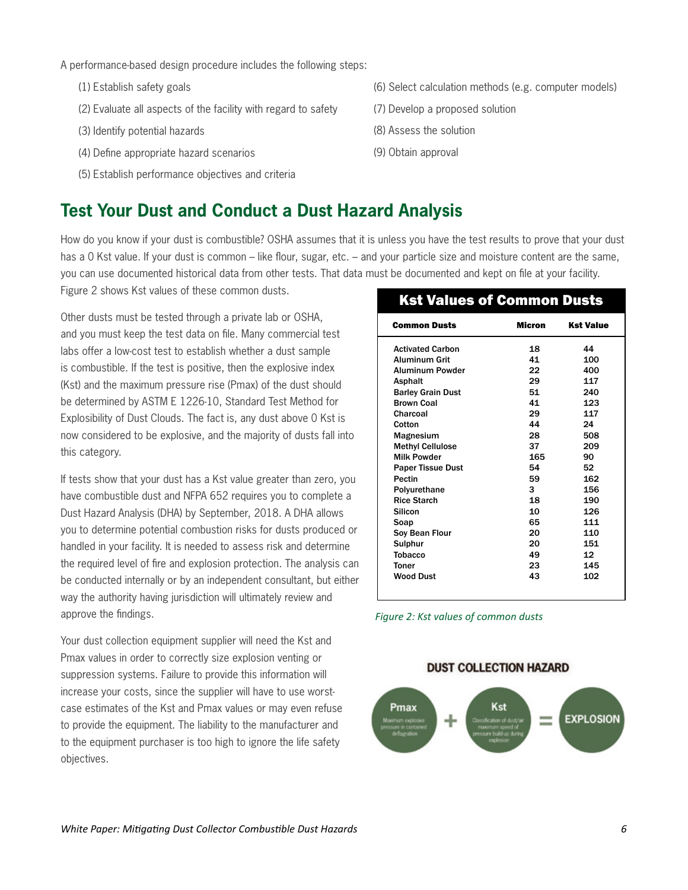A performance-based design procedure includes the following steps:

(1) Establish safety goals

(2) Evaluate all aspects of the facility with regard to safety

(3) Identify potential hazards

(4) Define appropriate hazard scenarios

(5) Establish performance objectives and criteria

(6) Select calculation methods (e.g. computer models)

(7) Develop a proposed solution

(8) Assess the solution

(9) Obtain approval

## Test Your Dust and Conduct a Dust Hazard Analysis

How do you know if your dust is combustible? OSHA assumes that it is unless you have the test results to prove that your dust has a 0 Kst value. If your dust is common – like flour, sugar, etc. – and your particle size and moisture content are the same, you can use documented historical data from other tests. That data must be documented and kept on file at your facility. Figure 2 shows Kst values of these common dusts.

Other dusts must be tested through a private lab or OSHA, and you must keep the test data on file. Many commercial test labs offer a low-cost test to establish whether a dust sample is combustible. If the test is positive, then the explosive index (Kst) and the maximum pressure rise (Pmax) of the dust should be determined by ASTM E 1226-10, Standard Test Method for Explosibility of Dust Clouds. The fact is, any dust above 0 Kst is now considered to be explosive, and the majority of dusts fall into this category.

If tests show that your dust has a Kst value greater than zero, you have combustible dust and NFPA 652 requires you to complete a Dust Hazard Analysis (DHA) by September, 2018. A DHA allows you to determine potential combustion risks for dusts produced or handled in your facility. It is needed to assess risk and determine the required level of fire and explosion protection. The analysis can be conducted internally or by an independent consultant, but either way the authority having jurisdiction will ultimately review and approve the findings.

Your dust collection equipment supplier will need the Kst and Pmax values in order to correctly size explosion venting or suppression systems. Failure to provide this information will increase your costs, since the supplier will have to use worst-case estimates of the Kst and Pmax values or may even refuse to provide the equipment. The liability to the manufacturer and to the equipment purchaser is too high to ignore the life safety objectives.

**Kst Values of Common Dusts**

| Common Dusts | Micron | Kst Value |
|---|---|---|
| Activated Carbon | 18 | 44 |
| Aluminum Grit | 41 | 100 |
| Aluminum Powder | 22 | 400 |
| Asphalt | 29 | 117 |
| Barley Grain Dust | 51 | 240 |
| Brown Coal | 41 | 123 |
| Charcoal | 29 | 117 |
| Cotton | 44 | 24 |
| Magnesium | 28 | 508 |
| Methyl Cellulose | 37 | 209 |
| Milk Powder | 165 | 90 |
| Paper Tissue Dust | 54 | 52 |
| Pectin | 59 | 162 |
| Polyurethane | 3 | 156 |
| Rice Starch | 18 | 190 |
| Silicon | 10 | 126 |
| Soap | 65 | 111 |
| Soy Bean Flour | 20 | 110 |
| Sulphur | 20 | 151 |
| Tobacco | 49 | 12 |
| Toner | 23 | 145 |
| Wood Dust | 43 | 102 |

*Figure 2: Kst values of common dusts*

**DUST COLLECTION HAZARD**

Pmax (Maximum explosive pressure in contained deflagration) + Kst (Classification of dust/air maximum speed of pressure build-up during explosion) = EXPLOSION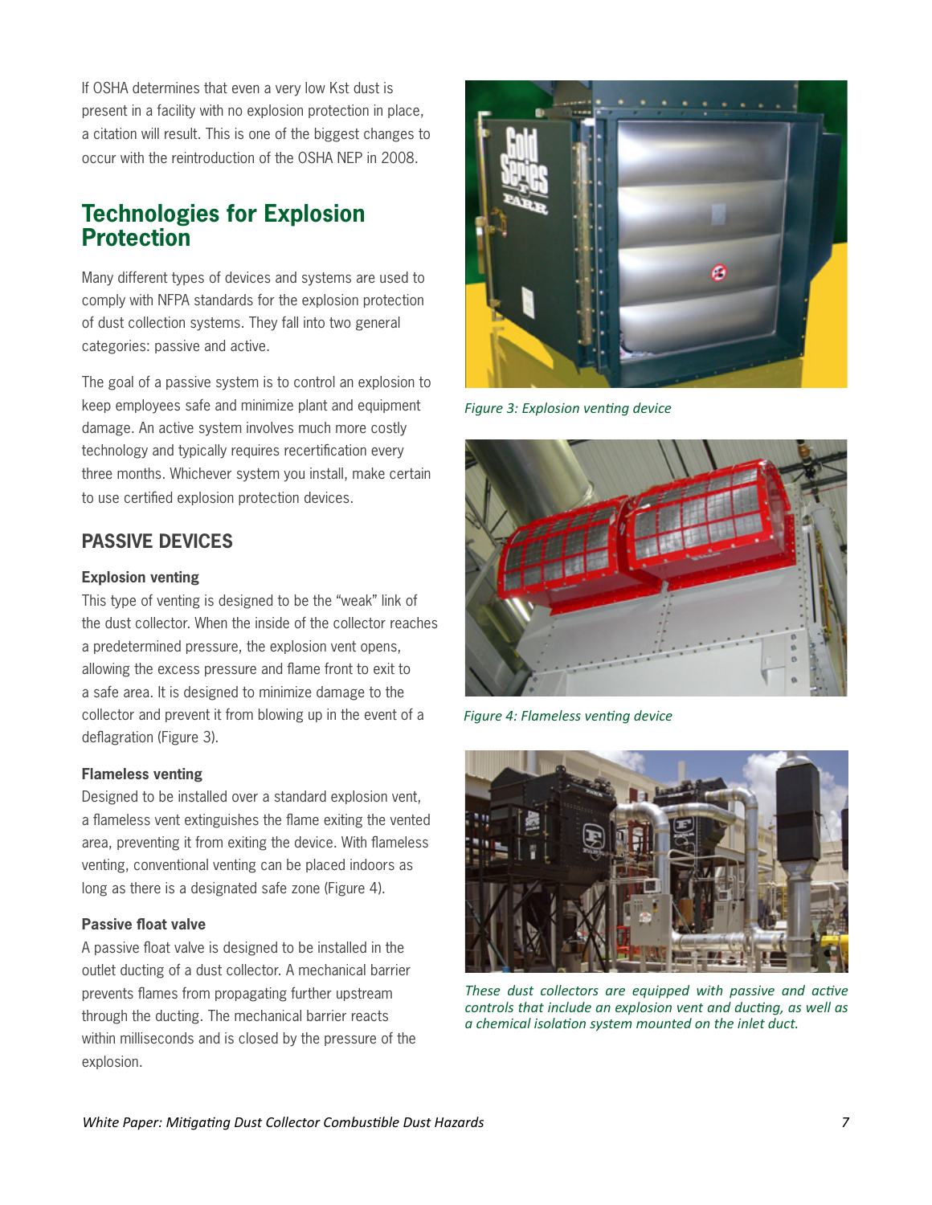If OSHA determines that even a very low Kst dust is present in a facility with no explosion protection in place, a citation will result. This is one of the biggest changes to occur with the reintroduction of the OSHA NEP in 2008.

## Technologies for Explosion Protection

Many different types of devices and systems are used to comply with NFPA standards for the explosion protection of dust collection systems. They fall into two general categories: passive and active.

The goal of a passive system is to control an explosion to keep employees safe and minimize plant and equipment damage. An active system involves much more costly technology and typically requires recertification every three months. Whichever system you install, make certain to use certified explosion protection devices.

### PASSIVE DEVICES

**Explosion venting**

This type of venting is designed to be the "weak" link of the dust collector. When the inside of the collector reaches a predetermined pressure, the explosion vent opens, allowing the excess pressure and flame front to exit to a safe area. It is designed to minimize damage to the collector and prevent it from blowing up in the event of a deflagration (Figure 3).

**Flameless venting**

Designed to be installed over a standard explosion vent, a flameless vent extinguishes the flame exiting the vented area, preventing it from exiting the device. With flameless venting, conventional venting can be placed indoors as long as there is a designated safe zone (Figure 4).

**Passive float valve**

A passive float valve is designed to be installed in the outlet ducting of a dust collector. A mechanical barrier prevents flames from propagating further upstream through the ducting. The mechanical barrier reacts within milliseconds and is closed by the pressure of the explosion.

*Figure 3: Explosion venting device*

*Figure 4: Flameless venting device*

*These dust collectors are equipped with passive and active controls that include an explosion vent and ducting, as well as a chemical isolation system mounted on the inlet duct.*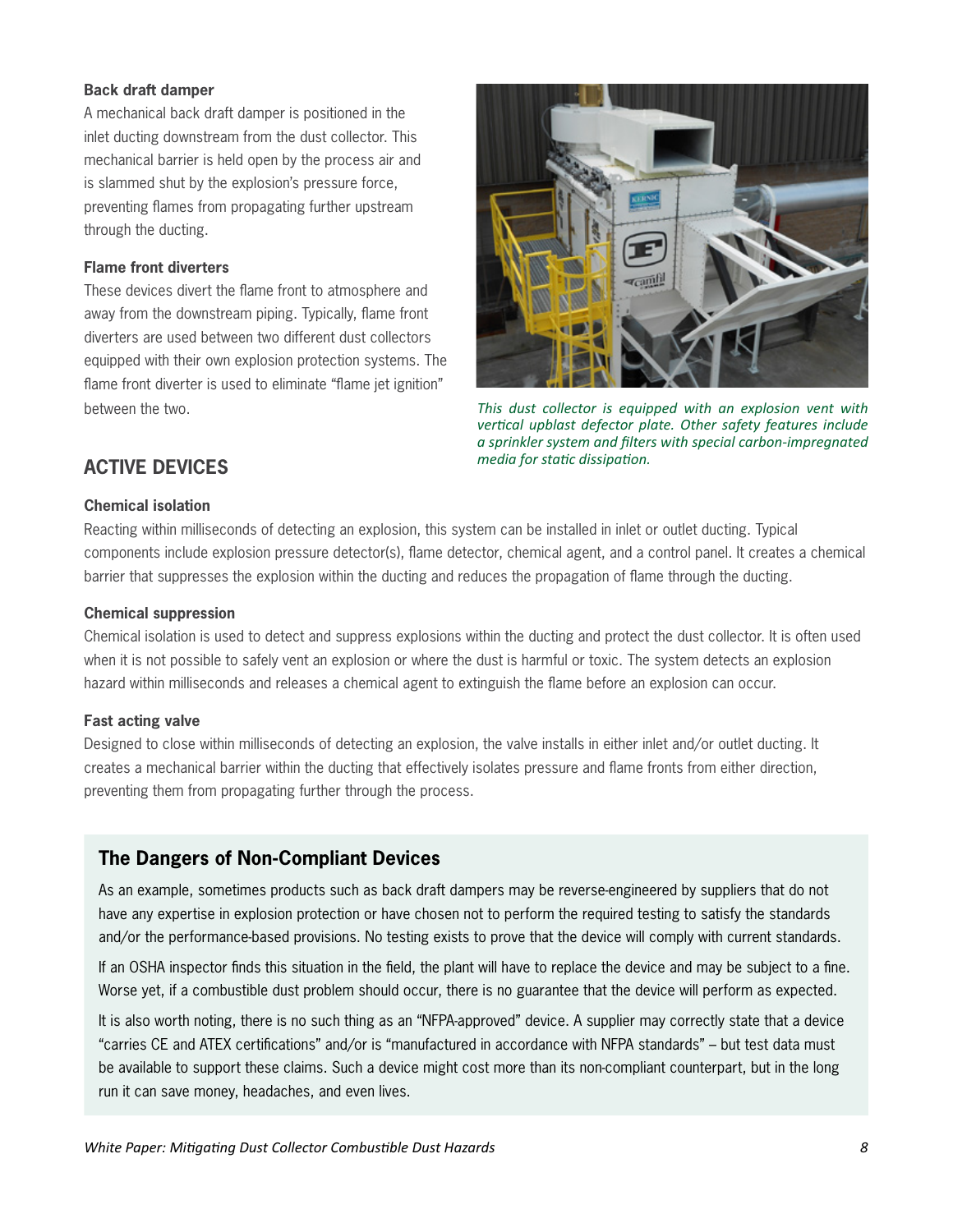### Back draft damper

A mechanical back draft damper is positioned in the inlet ducting downstream from the dust collector. This mechanical barrier is held open by the process air and is slammed shut by the explosion's pressure force, preventing flames from propagating further upstream through the ducting.

### Flame front diverters

These devices divert the flame front to atmosphere and away from the downstream piping. Typically, flame front diverters are used between two different dust collectors equipped with their own explosion protection systems. The flame front diverter is used to eliminate "flame jet ignition" between the two.

*This dust collector is equipped with an explosion vent with vertical upblast defector plate. Other safety features include a sprinkler system and filters with special carbon-impregnated media for static dissipation.*

## ACTIVE DEVICES

### Chemical isolation

Reacting within milliseconds of detecting an explosion, this system can be installed in inlet or outlet ducting. Typical components include explosion pressure detector(s), flame detector, chemical agent, and a control panel. It creates a chemical barrier that suppresses the explosion within the ducting and reduces the propagation of flame through the ducting.

### Chemical suppression

Chemical isolation is used to detect and suppress explosions within the ducting and protect the dust collector. It is often used when it is not possible to safely vent an explosion or where the dust is harmful or toxic. The system detects an explosion hazard within milliseconds and releases a chemical agent to extinguish the flame before an explosion can occur.

### Fast acting valve

Designed to close within milliseconds of detecting an explosion, the valve installs in either inlet and/or outlet ducting. It creates a mechanical barrier within the ducting that effectively isolates pressure and flame fronts from either direction, preventing them from propagating further through the process.

## The Dangers of Non-Compliant Devices

As an example, sometimes products such as back draft dampers may be reverse-engineered by suppliers that do not have any expertise in explosion protection or have chosen not to perform the required testing to satisfy the standards and/or the performance-based provisions. No testing exists to prove that the device will comply with current standards.

If an OSHA inspector finds this situation in the field, the plant will have to replace the device and may be subject to a fine. Worse yet, if a combustible dust problem should occur, there is no guarantee that the device will perform as expected.

It is also worth noting, there is no such thing as an "NFPA-approved" device. A supplier may correctly state that a device "carries CE and ATEX certifications" and/or is "manufactured in accordance with NFPA standards" – but test data must be available to support these claims. Such a device might cost more than its non-compliant counterpart, but in the long run it can save money, headaches, and even lives.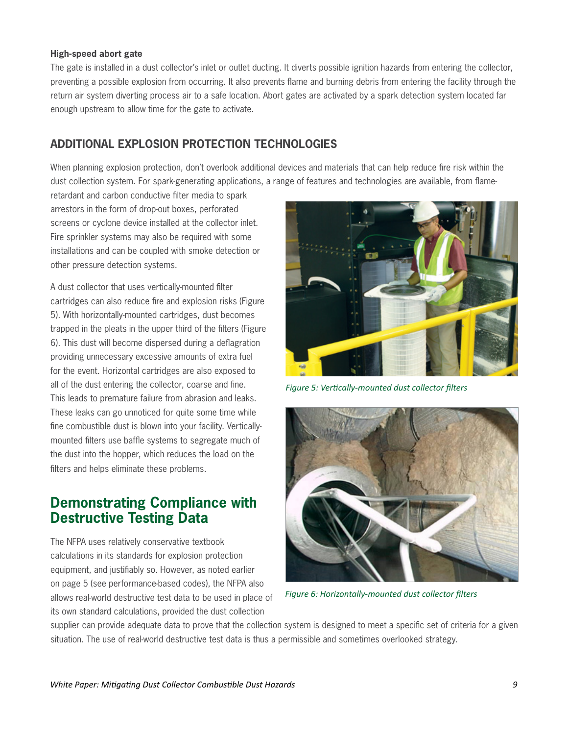**High-speed abort gate**

The gate is installed in a dust collector's inlet or outlet ducting. It diverts possible ignition hazards from entering the collector, preventing a possible explosion from occurring. It also prevents flame and burning debris from entering the facility through the return air system diverting process air to a safe location. Abort gates are activated by a spark detection system located far enough upstream to allow time for the gate to activate.

## ADDITIONAL EXPLOSION PROTECTION TECHNOLOGIES

When planning explosion protection, don't overlook additional devices and materials that can help reduce fire risk within the dust collection system. For spark-generating applications, a range of features and technologies are available, from flame-retardant and carbon conductive filter media to spark arrestors in the form of drop-out boxes, perforated screens or cyclone device installed at the collector inlet. Fire sprinkler systems may also be required with some installations and can be coupled with smoke detection or other pressure detection systems.

A dust collector that uses vertically-mounted filter cartridges can also reduce fire and explosion risks (Figure 5). With horizontally-mounted cartridges, dust becomes trapped in the pleats in the upper third of the filters (Figure 6). This dust will become dispersed during a deflagration providing unnecessary excessive amounts of extra fuel for the event. Horizontal cartridges are also exposed to all of the dust entering the collector, coarse and fine. This leads to premature failure from abrasion and leaks. These leaks can go unnoticed for quite some time while fine combustible dust is blown into your facility. Vertically-mounted filters use baffle systems to segregate much of the dust into the hopper, which reduces the load on the filters and helps eliminate these problems.

*Figure 5: Vertically-mounted dust collector filters*

*Figure 6: Horizontally-mounted dust collector filters*

# Demonstrating Compliance with Destructive Testing Data

The NFPA uses relatively conservative textbook calculations in its standards for explosion protection equipment, and justifiably so. However, as noted earlier on page 5 (see performance-based codes), the NFPA also allows real-world destructive test data to be used in place of its own standard calculations, provided the dust collection supplier can provide adequate data to prove that the collection system is designed to meet a specific set of criteria for a given situation. The use of real-world destructive test data is thus a permissible and sometimes overlooked strategy.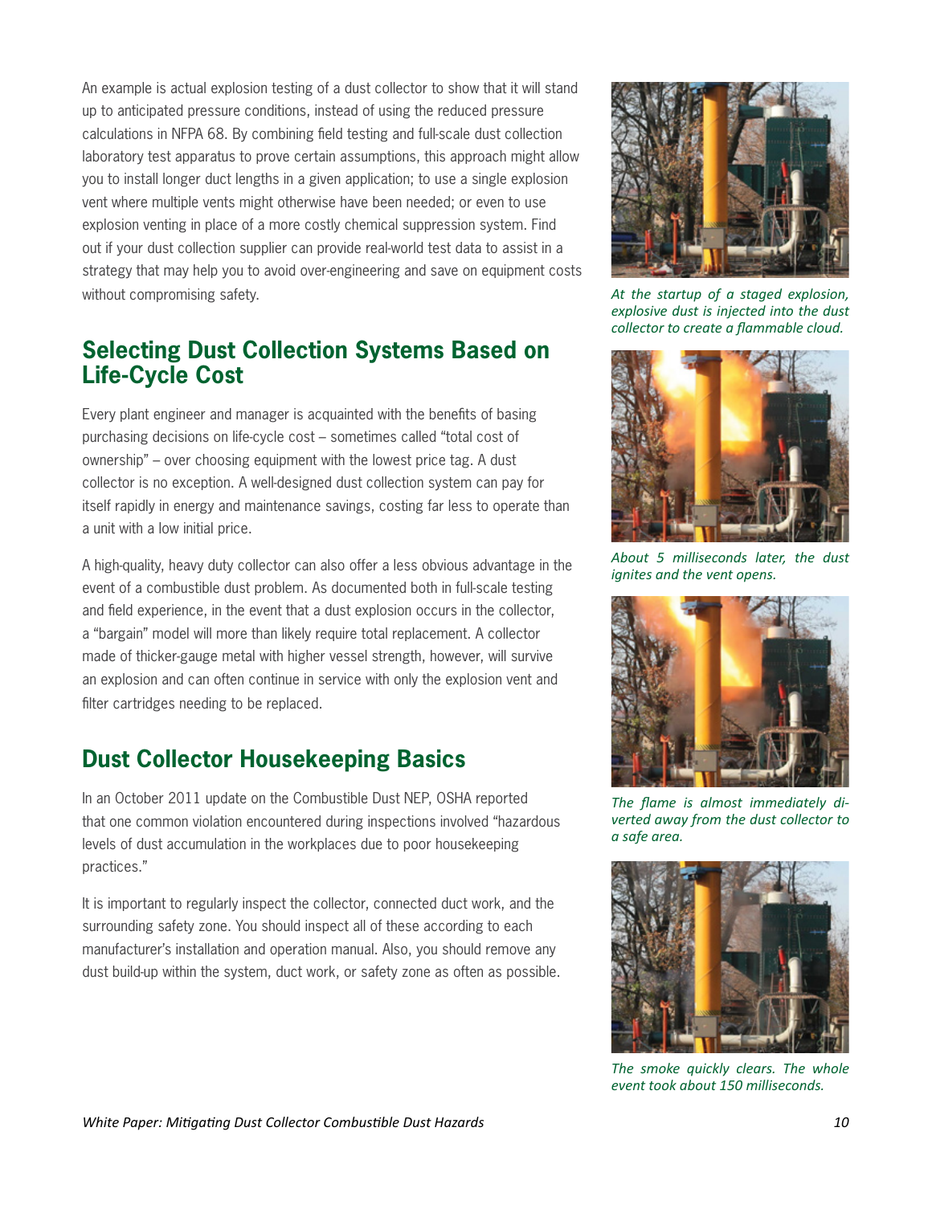An example is actual explosion testing of a dust collector to show that it will stand up to anticipated pressure conditions, instead of using the reduced pressure calculations in NFPA 68. By combining field testing and full-scale dust collection laboratory test apparatus to prove certain assumptions, this approach might allow you to install longer duct lengths in a given application; to use a single explosion vent where multiple vents might otherwise have been needed; or even to use explosion venting in place of a more costly chemical suppression system. Find out if your dust collection supplier can provide real-world test data to assist in a strategy that may help you to avoid over-engineering and save on equipment costs without compromising safety.

*At the startup of a staged explosion, explosive dust is injected into the dust collector to create a flammable cloud.*

*About 5 milliseconds later, the dust ignites and the vent opens.*

*The flame is almost immediately diverted away from the dust collector to a safe area.*

*The smoke quickly clears. The whole event took about 150 milliseconds.*

## Selecting Dust Collection Systems Based on Life-Cycle Cost

Every plant engineer and manager is acquainted with the benefits of basing purchasing decisions on life-cycle cost – sometimes called "total cost of ownership" – over choosing equipment with the lowest price tag. A dust collector is no exception. A well-designed dust collection system can pay for itself rapidly in energy and maintenance savings, costing far less to operate than a unit with a low initial price.

A high-quality, heavy duty collector can also offer a less obvious advantage in the event of a combustible dust problem. As documented both in full-scale testing and field experience, in the event that a dust explosion occurs in the collector, a "bargain" model will more than likely require total replacement. A collector made of thicker-gauge metal with higher vessel strength, however, will survive an explosion and can often continue in service with only the explosion vent and filter cartridges needing to be replaced.

## Dust Collector Housekeeping Basics

In an October 2011 update on the Combustible Dust NEP, OSHA reported that one common violation encountered during inspections involved "hazardous levels of dust accumulation in the workplaces due to poor housekeeping practices."

It is important to regularly inspect the collector, connected duct work, and the surrounding safety zone. You should inspect all of these according to each manufacturer's installation and operation manual. Also, you should remove any dust build-up within the system, duct work, or safety zone as often as possible.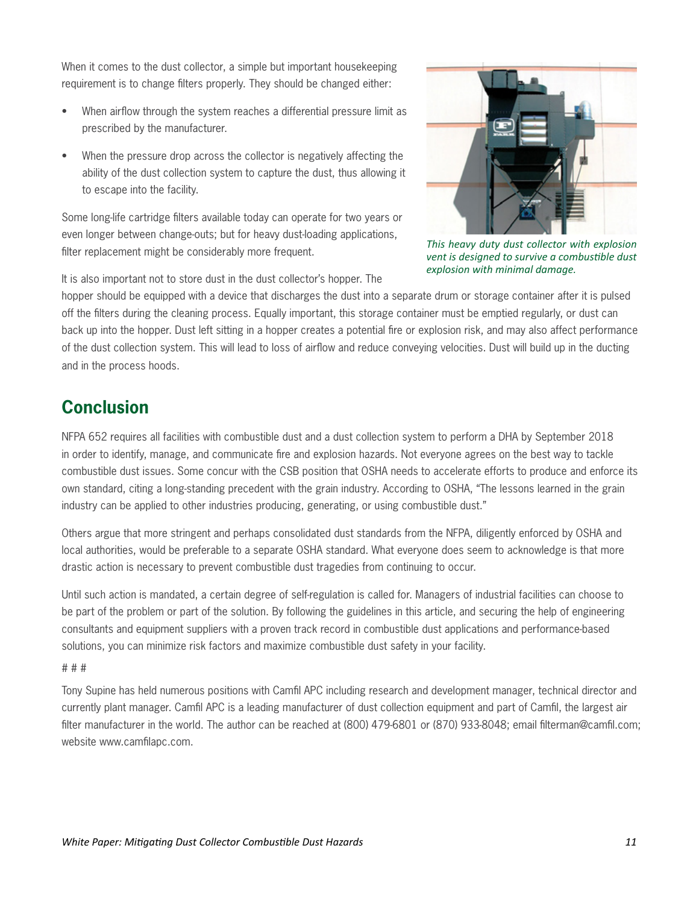When it comes to the dust collector, a simple but important housekeeping requirement is to change filters properly. They should be changed either:

- When airflow through the system reaches a differential pressure limit as prescribed by the manufacturer.
- When the pressure drop across the collector is negatively affecting the ability of the dust collection system to capture the dust, thus allowing it to escape into the facility.

Some long-life cartridge filters available today can operate for two years or even longer between change-outs; but for heavy dust-loading applications, filter replacement might be considerably more frequent.

*This heavy duty dust collector with explosion vent is designed to survive a combustible dust explosion with minimal damage.*

It is also important not to store dust in the dust collector's hopper. The hopper should be equipped with a device that discharges the dust into a separate drum or storage container after it is pulsed off the filters during the cleaning process. Equally important, this storage container must be emptied regularly, or dust can back up into the hopper. Dust left sitting in a hopper creates a potential fire or explosion risk, and may also affect performance of the dust collection system. This will lead to loss of airflow and reduce conveying velocities. Dust will build up in the ducting and in the process hoods.

## Conclusion

NFPA 652 requires all facilities with combustible dust and a dust collection system to perform a DHA by September 2018 in order to identify, manage, and communicate fire and explosion hazards. Not everyone agrees on the best way to tackle combustible dust issues. Some concur with the CSB position that OSHA needs to accelerate efforts to produce and enforce its own standard, citing a long-standing precedent with the grain industry. According to OSHA, "The lessons learned in the grain industry can be applied to other industries producing, generating, or using combustible dust."

Others argue that more stringent and perhaps consolidated dust standards from the NFPA, diligently enforced by OSHA and local authorities, would be preferable to a separate OSHA standard. What everyone does seem to acknowledge is that more drastic action is necessary to prevent combustible dust tragedies from continuing to occur.

Until such action is mandated, a certain degree of self-regulation is called for. Managers of industrial facilities can choose to be part of the problem or part of the solution. By following the guidelines in this article, and securing the help of engineering consultants and equipment suppliers with a proven track record in combustible dust applications and performance-based solutions, you can minimize risk factors and maximize combustible dust safety in your facility.

# # #

Tony Supine has held numerous positions with Camfil APC including research and development manager, technical director and currently plant manager. Camfil APC is a leading manufacturer of dust collection equipment and part of Camfil, the largest air filter manufacturer in the world. The author can be reached at (800) 479-6801 or (870) 933-8048; email filterman@camfil.com; website www.camfilapc.com.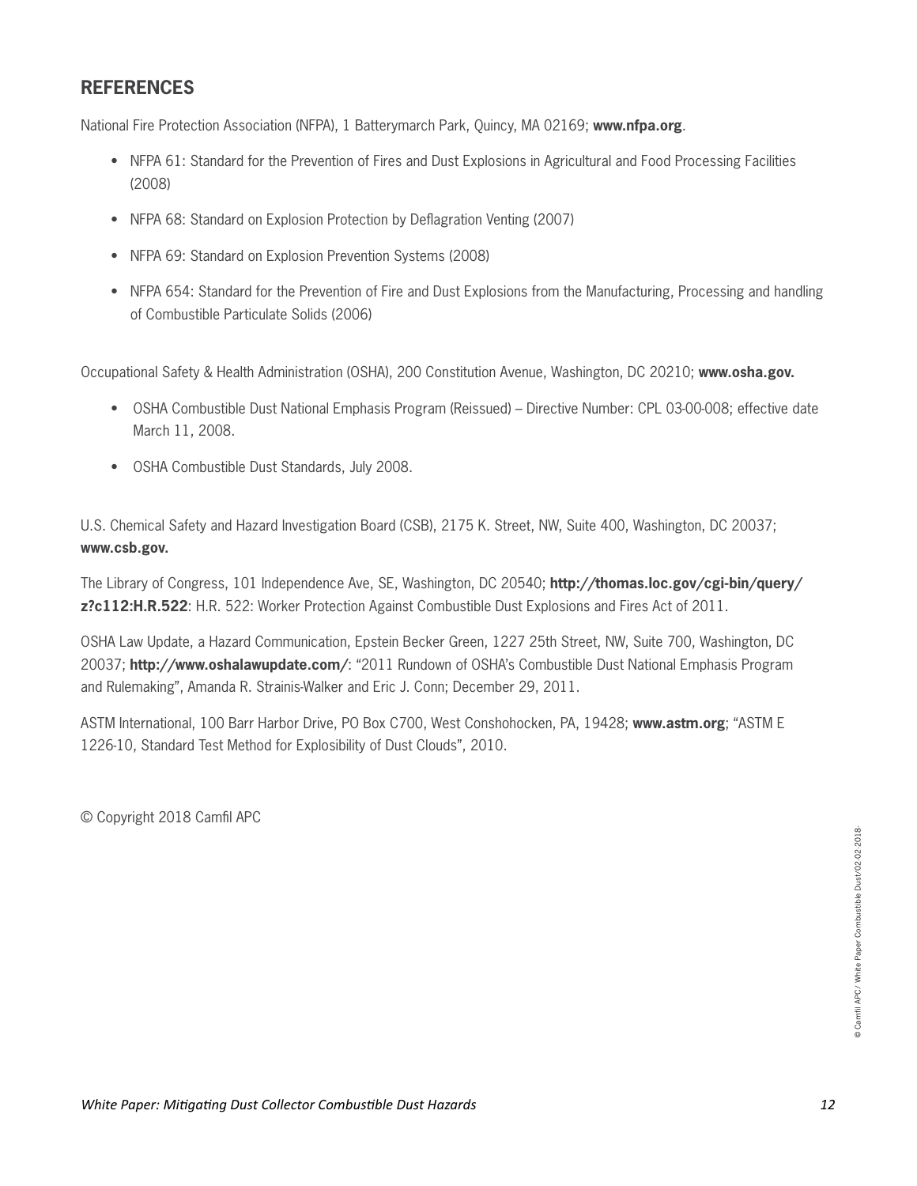## REFERENCES

National Fire Protection Association (NFPA), 1 Batterymarch Park, Quincy, MA 02169; **www.nfpa.org**.

- NFPA 61: Standard for the Prevention of Fires and Dust Explosions in Agricultural and Food Processing Facilities (2008)
- NFPA 68: Standard on Explosion Protection by Deflagration Venting (2007)
- NFPA 69: Standard on Explosion Prevention Systems (2008)
- NFPA 654: Standard for the Prevention of Fire and Dust Explosions from the Manufacturing, Processing and handling of Combustible Particulate Solids (2006)

Occupational Safety & Health Administration (OSHA), 200 Constitution Avenue, Washington, DC 20210; **www.osha.gov.**

- OSHA Combustible Dust National Emphasis Program (Reissued) – Directive Number: CPL 03-00-008; effective date March 11, 2008.
- OSHA Combustible Dust Standards, July 2008.

U.S. Chemical Safety and Hazard Investigation Board (CSB), 2175 K. Street, NW, Suite 400, Washington, DC 20037; **www.csb.gov.**

The Library of Congress, 101 Independence Ave, SE, Washington, DC 20540; **http://thomas.loc.gov/cgi-bin/query/z?c112:H.R.522**: H.R. 522: Worker Protection Against Combustible Dust Explosions and Fires Act of 2011.

OSHA Law Update, a Hazard Communication, Epstein Becker Green, 1227 25th Street, NW, Suite 700, Washington, DC 20037; **http://www.oshalawupdate.com/**: "2011 Rundown of OSHA's Combustible Dust National Emphasis Program and Rulemaking", Amanda R. Strainis-Walker and Eric J. Conn; December 29, 2011.

ASTM International, 100 Barr Harbor Drive, PO Box C700, West Conshohocken, PA, 19428; **www.astm.org**; "ASTM E 1226-10, Standard Test Method for Explosibility of Dust Clouds", 2010.

© Copyright 2018 Camfil APC